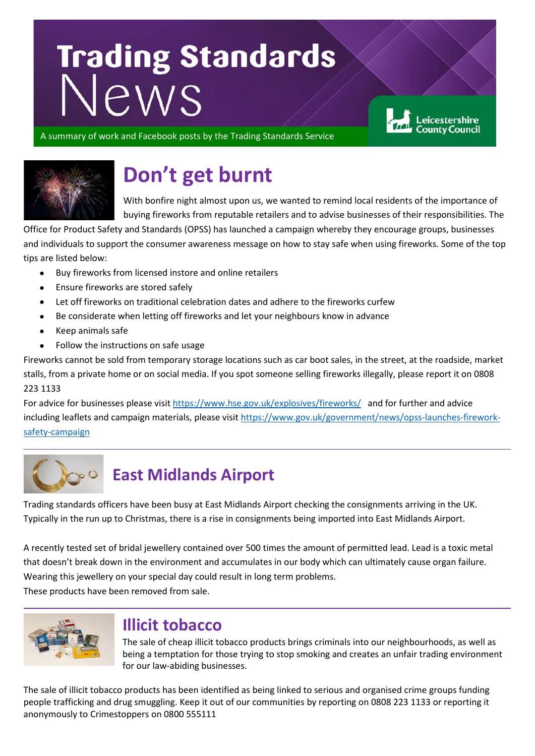# Trading Standards News

A summary of work and Facebook posts by the Trading Standards Service

Leicestershire County Council

## Don't get burnt

With bonfire night almost upon us, we wanted to remind local residents of the importance of buying fireworks from reputable retailers and to advise businesses of their responsibilities. The Office for Product Safety and Standards (OPSS) has launched a campaign whereby they encourage groups, businesses and individuals to support the consumer awareness message on how to stay safe when using fireworks. Some of the top tips are listed below:

- Buy fireworks from licensed instore and online retailers
- Ensure fireworks are stored safely
- Let off fireworks on traditional celebration dates and adhere to the fireworks curfew
- Be considerate when letting off fireworks and let your neighbours know in advance
- Keep animals safe
- Follow the instructions on safe usage

Fireworks cannot be sold from temporary storage locations such as car boot sales, in the street, at the roadside, market stalls, from a private home or on social media. If you spot someone selling fireworks illegally, please report it on 0808 223 1133

For advice for businesses please visit https://www.hse.gov.uk/explosives/fireworks/ and for further and advice including leaflets and campaign materials, please visit https://www.gov.uk/government/news/opss-launches-firework-safety-campaign

## East Midlands Airport

Trading standards officers have been busy at East Midlands Airport checking the consignments arriving in the UK. Typically in the run up to Christmas, there is a rise in consignments being imported into East Midlands Airport.

A recently tested set of bridal jewellery contained over 500 times the amount of permitted lead. Lead is a toxic metal that doesn't break down in the environment and accumulates in our body which can ultimately cause organ failure. Wearing this jewellery on your special day could result in long term problems.
These products have been removed from sale.

## Illicit tobacco

The sale of cheap illicit tobacco products brings criminals into our neighbourhoods, as well as being a temptation for those trying to stop smoking and creates an unfair trading environment for our law-abiding businesses.

The sale of illicit tobacco products has been identified as being linked to serious and organised crime groups funding people trafficking and drug smuggling. Keep it out of our communities by reporting on 0808 223 1133 or reporting it anonymously to Crimestoppers on 0800 555111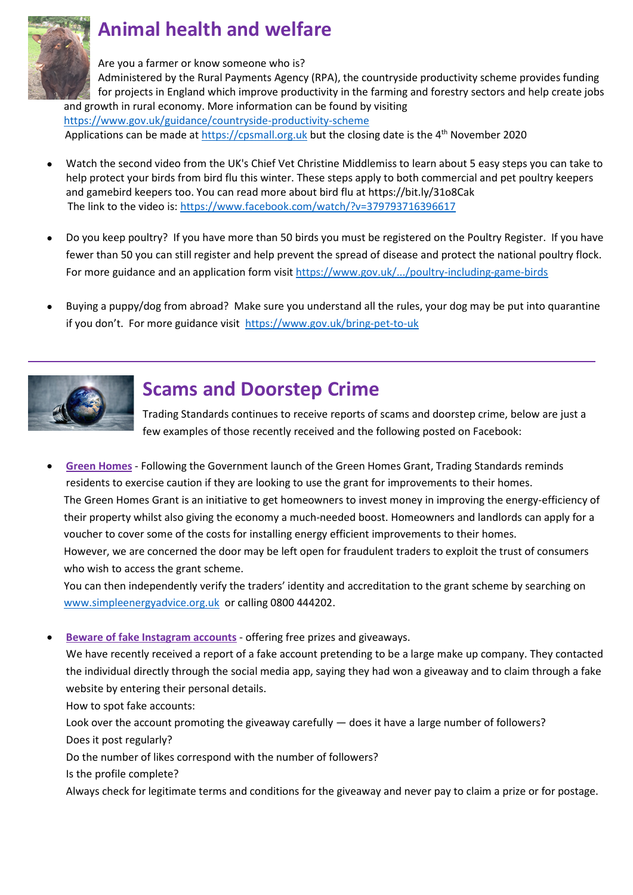# Animal health and welfare

Are you a farmer or know someone who is?
Administered by the Rural Payments Agency (RPA), the countryside productivity scheme provides funding for projects in England which improve productivity in the farming and forestry sectors and help create jobs and growth in rural economy. More information can be found by visiting https://www.gov.uk/guidance/countryside-productivity-scheme
Applications can be made at https://cpsmall.org.uk but the closing date is the 4th November 2020

- Watch the second video from the UK's Chief Vet Christine Middlemiss to learn about 5 easy steps you can take to help protect your birds from bird flu this winter. These steps apply to both commercial and pet poultry keepers and gamebird keepers too. You can read more about bird flu at https://bit.ly/31o8Cak
  The link to the video is: https://www.facebook.com/watch/?v=379793716396617

- Do you keep poultry? If you have more than 50 birds you must be registered on the Poultry Register. If you have fewer than 50 you can still register and help prevent the spread of disease and protect the national poultry flock. For more guidance and an application form visit https://www.gov.uk/.../poultry-including-game-birds

- Buying a puppy/dog from abroad? Make sure you understand all the rules, your dog may be put into quarantine if you don't. For more guidance visit https://www.gov.uk/bring-pet-to-uk

---

# Scams and Doorstep Crime

Trading Standards continues to receive reports of scams and doorstep crime, below are just a few examples of those recently received and the following posted on Facebook:

- **Green Homes** - Following the Government launch of the Green Homes Grant, Trading Standards reminds residents to exercise caution if they are looking to use the grant for improvements to their homes.
  The Green Homes Grant is an initiative to get homeowners to invest money in improving the energy-efficiency of their property whilst also giving the economy a much-needed boost. Homeowners and landlords can apply for a voucher to cover some of the costs for installing energy efficient improvements to their homes.
  However, we are concerned the door may be left open for fraudulent traders to exploit the trust of consumers who wish to access the grant scheme.
  You can then independently verify the traders' identity and accreditation to the grant scheme by searching on www.simpleenergyadvice.org.uk or calling 0800 444202.

- **Beware of fake Instagram accounts** - offering free prizes and giveaways.
  We have recently received a report of a fake account pretending to be a large make up company. They contacted the individual directly through the social media app, saying they had won a giveaway and to claim through a fake website by entering their personal details.
  How to spot fake accounts:
  Look over the account promoting the giveaway carefully — does it have a large number of followers?
  Does it post regularly?
  Do the number of likes correspond with the number of followers?
  Is the profile complete?
  Always check for legitimate terms and conditions for the giveaway and never pay to claim a prize or for postage.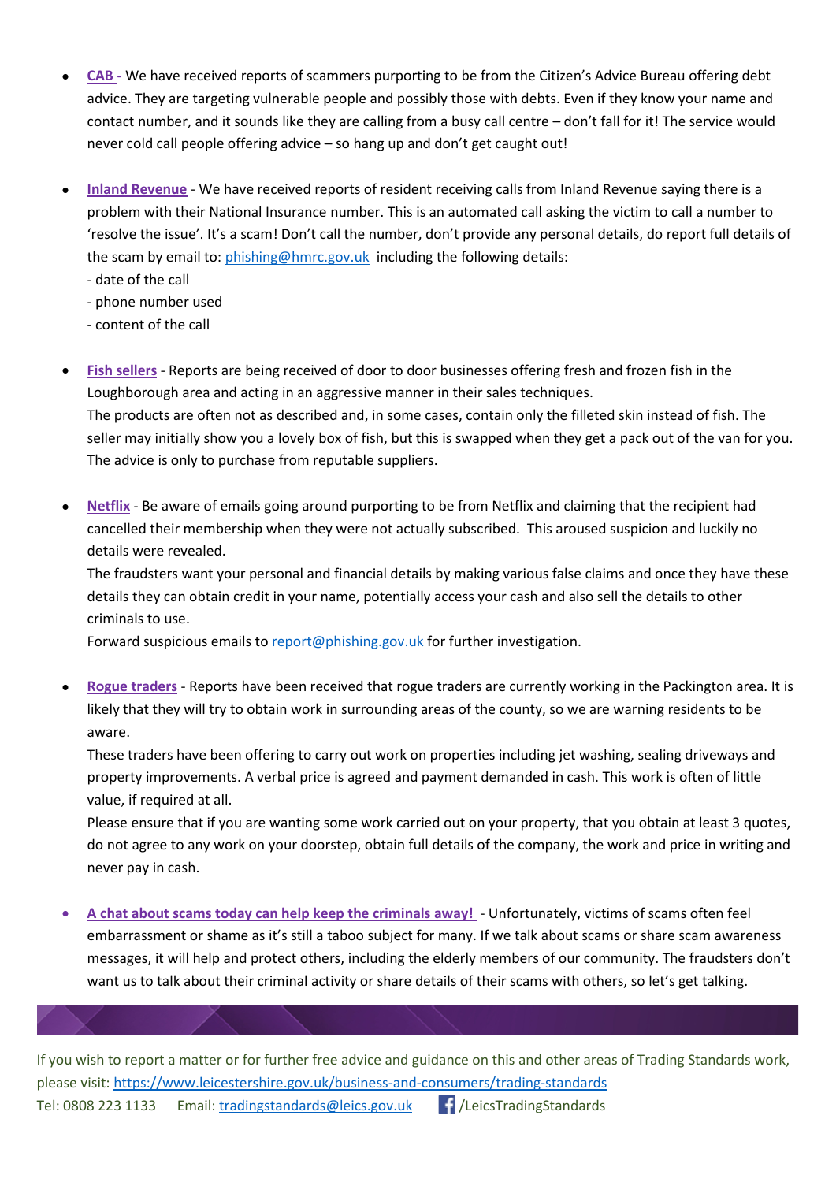- **CAB** - We have received reports of scammers purporting to be from the Citizen's Advice Bureau offering debt advice. They are targeting vulnerable people and possibly those with debts. Even if they know your name and contact number, and it sounds like they are calling from a busy call centre – don't fall for it! The service would never cold call people offering advice – so hang up and don't get caught out!

- **Inland Revenue** - We have received reports of resident receiving calls from Inland Revenue saying there is a problem with their National Insurance number. This is an automated call asking the victim to call a number to 'resolve the issue'. It's a scam! Don't call the number, don't provide any personal details, do report full details of the scam by email to: phishing@hmrc.gov.uk including the following details:
  - date of the call
  - phone number used
  - content of the call

- **Fish sellers** - Reports are being received of door to door businesses offering fresh and frozen fish in the Loughborough area and acting in an aggressive manner in their sales techniques.
  The products are often not as described and, in some cases, contain only the filleted skin instead of fish. The seller may initially show you a lovely box of fish, but this is swapped when they get a pack out of the van for you. The advice is only to purchase from reputable suppliers.

- **Netflix** - Be aware of emails going around purporting to be from Netflix and claiming that the recipient had cancelled their membership when they were not actually subscribed. This aroused suspicion and luckily no details were revealed.
  The fraudsters want your personal and financial details by making various false claims and once they have these details they can obtain credit in your name, potentially access your cash and also sell the details to other criminals to use.
  Forward suspicious emails to report@phishing.gov.uk for further investigation.

- **Rogue traders** - Reports have been received that rogue traders are currently working in the Packington area. It is likely that they will try to obtain work in surrounding areas of the county, so we are warning residents to be aware.
  These traders have been offering to carry out work on properties including jet washing, sealing driveways and property improvements. A verbal price is agreed and payment demanded in cash. This work is often of little value, if required at all.
  Please ensure that if you are wanting some work carried out on your property, that you obtain at least 3 quotes, do not agree to any work on your doorstep, obtain full details of the company, the work and price in writing and never pay in cash.

- **A chat about scams today can help keep the criminals away!** - Unfortunately, victims of scams often feel embarrassment or shame as it's still a taboo subject for many. If we talk about scams or share scam awareness messages, it will help and protect others, including the elderly members of our community. The fraudsters don't want us to talk about their criminal activity or share details of their scams with others, so let's get talking.

If you wish to report a matter or for further free advice and guidance on this and other areas of Trading Standards work, please visit: https://www.leicestershire.gov.uk/business-and-consumers/trading-standards
Tel: 0808 223 1133 Email: tradingstandards@leics.gov.uk /LeicsTradingStandards